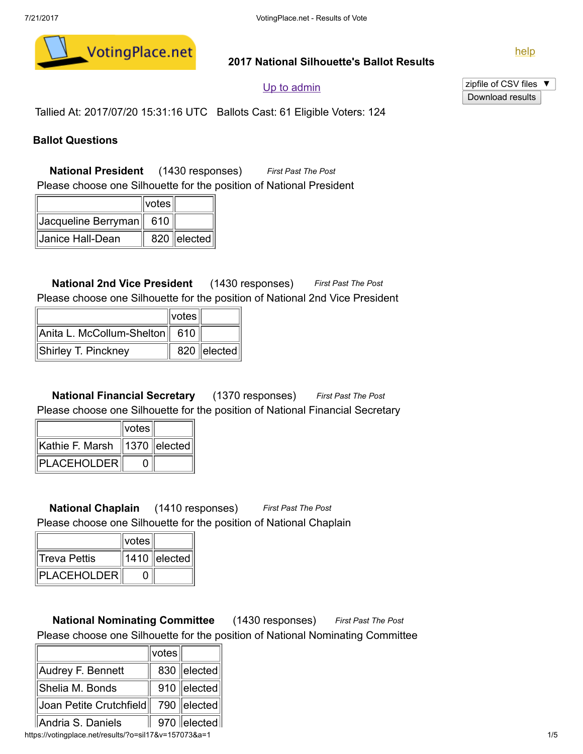VotingPlace.net

## 2017 National Silhouette's Ballot Results

help

Up to admin

zipfile of CSV files ▼
Download results

Tallied At: 2017/07/20 15:31:16 UTC   Ballots Cast: 61 Eligible Voters: 124

### Ballot Questions

**National President** (1430 responses) *First Past The Post*

Please choose one Silhouette for the position of National President

| | votes | |
|---|---|---|
| Jacqueline Berryman | 610 | |
| Janice Hall-Dean | 820 | elected |

**National 2nd Vice President** (1430 responses) *First Past The Post*

Please choose one Silhouette for the position of National 2nd Vice President

| | votes | |
|---|---|---|
| Anita L. McCollum-Shelton | 610 | |
| Shirley T. Pinckney | 820 | elected |

**National Financial Secretary** (1370 responses) *First Past The Post*

Please choose one Silhouette for the position of National Financial Secretary

| | votes | |
|---|---|---|
| Kathie F. Marsh | 1370 | elected |
| PLACEHOLDER | 0 | |

**National Chaplain** (1410 responses) *First Past The Post*

Please choose one Silhouette for the position of National Chaplain

| | votes | |
|---|---|---|
| Treva Pettis | 1410 | elected |
| PLACEHOLDER | 0 | |

**National Nominating Committee** (1430 responses) *First Past The Post*

Please choose one Silhouette for the position of National Nominating Committee

| | votes | |
|---|---|---|
| Audrey F. Bennett | 830 | elected |
| Shelia M. Bonds | 910 | elected |
| Joan Petite Crutchfield | 790 | elected |
| Andria S. Daniels | 970 | elected |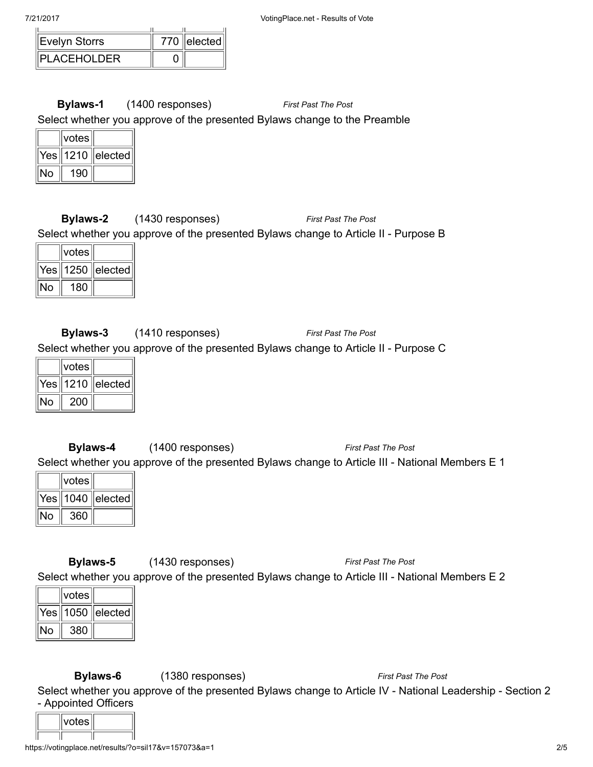| | | |
|---|---|---|
| Evelyn Storrs | 770 | elected |
| PLACEHOLDER | 0 | |

**Bylaws-1** (1400 responses) *First Past The Post*

Select whether you approve of the presented Bylaws change to the Preamble

| | votes | |
|---|---|---|
| Yes | 1210 | elected |
| No | 190 | |

**Bylaws-2** (1430 responses) *First Past The Post*

Select whether you approve of the presented Bylaws change to Article II - Purpose B

| | votes | |
|---|---|---|
| Yes | 1250 | elected |
| No | 180 | |

**Bylaws-3** (1410 responses) *First Past The Post*

Select whether you approve of the presented Bylaws change to Article II - Purpose C

| | votes | |
|---|---|---|
| Yes | 1210 | elected |
| No | 200 | |

**Bylaws-4** (1400 responses) *First Past The Post*

Select whether you approve of the presented Bylaws change to Article III - National Members E 1

| | votes | |
|---|---|---|
| Yes | 1040 | elected |
| No | 360 | |

**Bylaws-5** (1430 responses) *First Past The Post*

Select whether you approve of the presented Bylaws change to Article III - National Members E 2

| | votes | |
|---|---|---|
| Yes | 1050 | elected |
| No | 380 | |

**Bylaws-6** (1380 responses) *First Past The Post*

Select whether you approve of the presented Bylaws change to Article IV - National Leadership - Section 2 - Appointed Officers

| | votes | |
|---|---|---|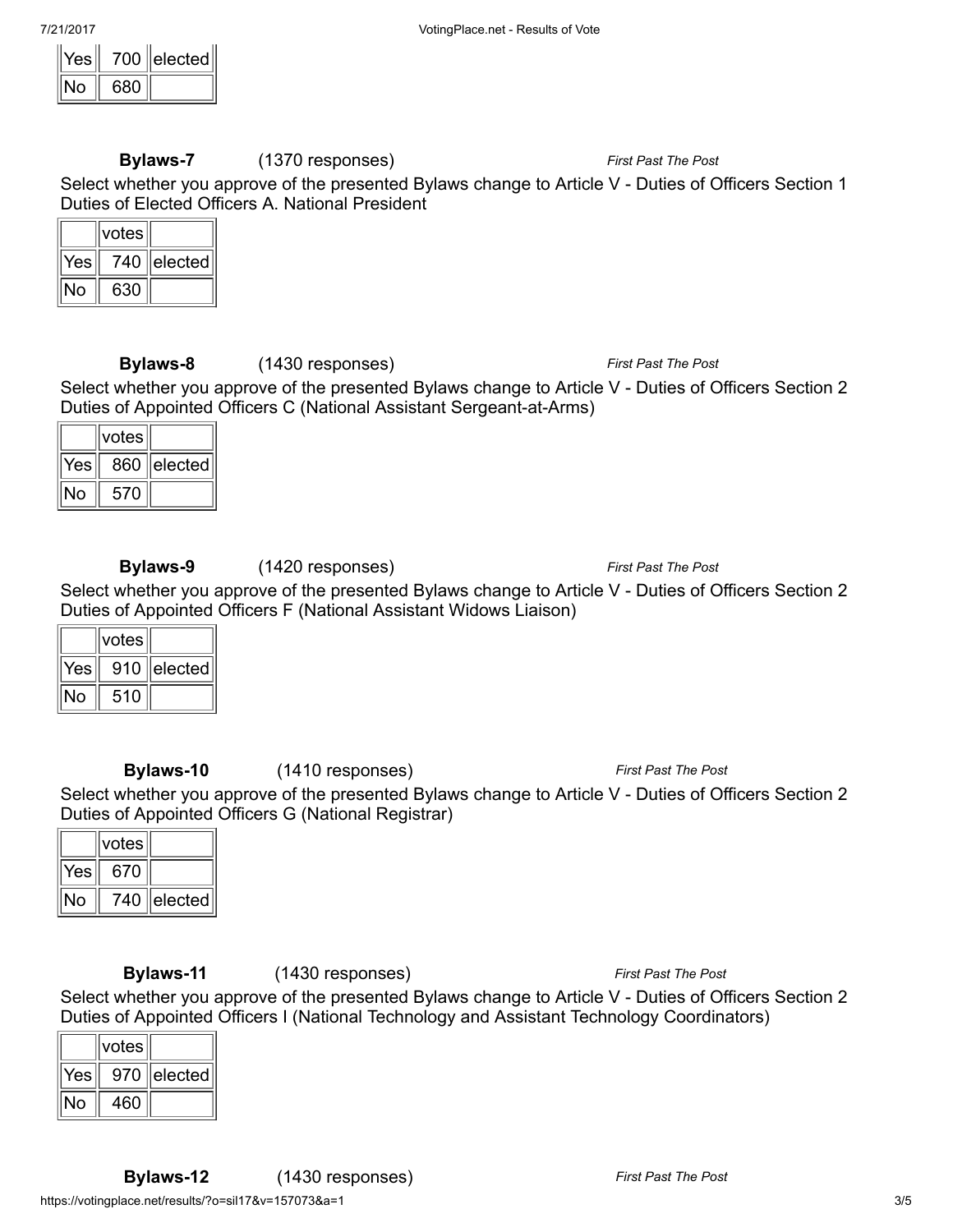| | | |
|---|---|---|
| Yes | 700 | elected |
| No | 680 | |

**Bylaws-7** (1370 responses) *First Past The Post*

Select whether you approve of the presented Bylaws change to Article V - Duties of Officers Section 1 Duties of Elected Officers A. National President

| | votes | |
|---|---|---|
| Yes | 740 | elected |
| No | 630 | |

**Bylaws-8** (1430 responses) *First Past The Post*

Select whether you approve of the presented Bylaws change to Article V - Duties of Officers Section 2 Duties of Appointed Officers C (National Assistant Sergeant-at-Arms)

| | votes | |
|---|---|---|
| Yes | 860 | elected |
| No | 570 | |

**Bylaws-9** (1420 responses) *First Past The Post*

Select whether you approve of the presented Bylaws change to Article V - Duties of Officers Section 2 Duties of Appointed Officers F (National Assistant Widows Liaison)

| | votes | |
|---|---|---|
| Yes | 910 | elected |
| No | 510 | |

**Bylaws-10** (1410 responses) *First Past The Post*

Select whether you approve of the presented Bylaws change to Article V - Duties of Officers Section 2 Duties of Appointed Officers G (National Registrar)

| | votes | |
|---|---|---|
| Yes | 670 | |
| No | 740 | elected |

**Bylaws-11** (1430 responses) *First Past The Post*

Select whether you approve of the presented Bylaws change to Article V - Duties of Officers Section 2 Duties of Appointed Officers I (National Technology and Assistant Technology Coordinators)

| | votes | |
|---|---|---|
| Yes | 970 | elected |
| No | 460 | |

**Bylaws-12** (1430 responses) *First Past The Post*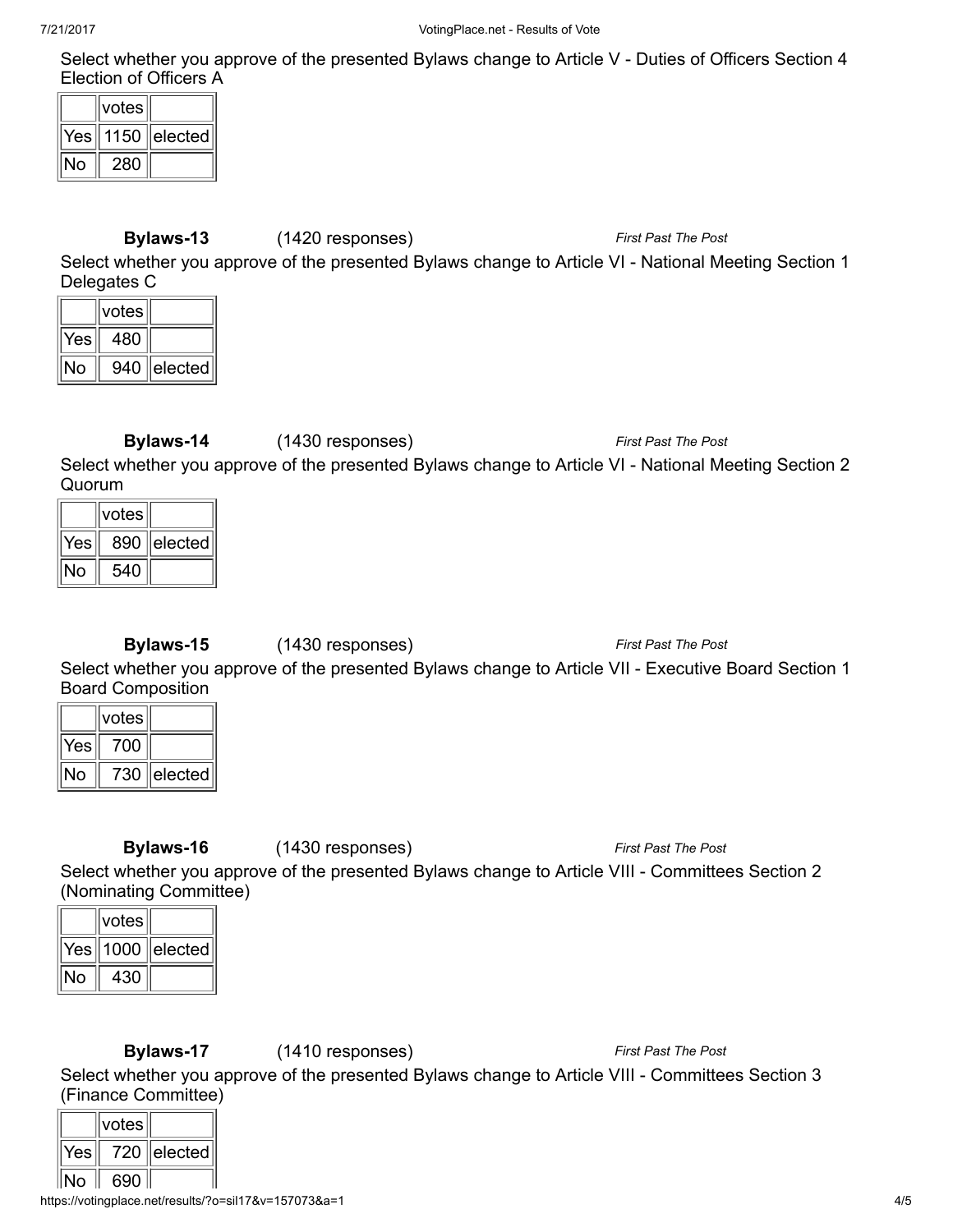Select whether you approve of the presented Bylaws change to Article V - Duties of Officers Section 4 Election of Officers A

| | votes | |
|---|---|---|
| Yes | 1150 | elected |
| No | 280 | |

**Bylaws-13** (1420 responses) *First Past The Post*

Select whether you approve of the presented Bylaws change to Article VI - National Meeting Section 1 Delegates C

| | votes | |
|---|---|---|
| Yes | 480 | |
| No | 940 | elected |

**Bylaws-14** (1430 responses) *First Past The Post*

Select whether you approve of the presented Bylaws change to Article VI - National Meeting Section 2 Quorum

| | votes | |
|---|---|---|
| Yes | 890 | elected |
| No | 540 | |

**Bylaws-15** (1430 responses) *First Past The Post*

Select whether you approve of the presented Bylaws change to Article VII - Executive Board Section 1 Board Composition

| | votes | |
|---|---|---|
| Yes | 700 | |
| No | 730 | elected |

**Bylaws-16** (1430 responses) *First Past The Post*

Select whether you approve of the presented Bylaws change to Article VIII - Committees Section 2 (Nominating Committee)

| | votes | |
|---|---|---|
| Yes | 1000 | elected |
| No | 430 | |

**Bylaws-17** (1410 responses) *First Past The Post*

Select whether you approve of the presented Bylaws change to Article VIII - Committees Section 3 (Finance Committee)

| | votes | |
|---|---|---|
| Yes | 720 | elected |
| No | 690 | |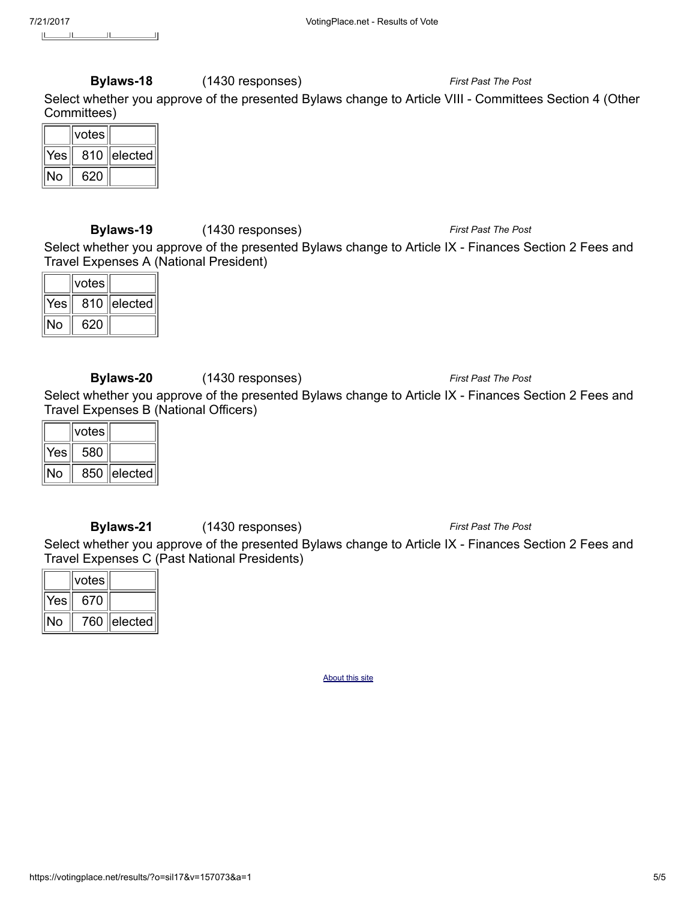**Bylaws-18** (1430 responses) *First Past The Post*

Select whether you approve of the presented Bylaws change to Article VIII - Committees Section 4 (Other Committees)

| | votes | |
|---|---|---|
| Yes | 810 | elected |
| No | 620 | |

**Bylaws-19** (1430 responses) *First Past The Post*

Select whether you approve of the presented Bylaws change to Article IX - Finances Section 2 Fees and Travel Expenses A (National President)

| | votes | |
|---|---|---|
| Yes | 810 | elected |
| No | 620 | |

**Bylaws-20** (1430 responses) *First Past The Post*

Select whether you approve of the presented Bylaws change to Article IX - Finances Section 2 Fees and Travel Expenses B (National Officers)

| | votes | |
|---|---|---|
| Yes | 580 | |
| No | 850 | elected |

**Bylaws-21** (1430 responses) *First Past The Post*

Select whether you approve of the presented Bylaws change to Article IX - Finances Section 2 Fees and Travel Expenses C (Past National Presidents)

| | votes | |
|---|---|---|
| Yes | 670 | |
| No | 760 | elected |

About this site